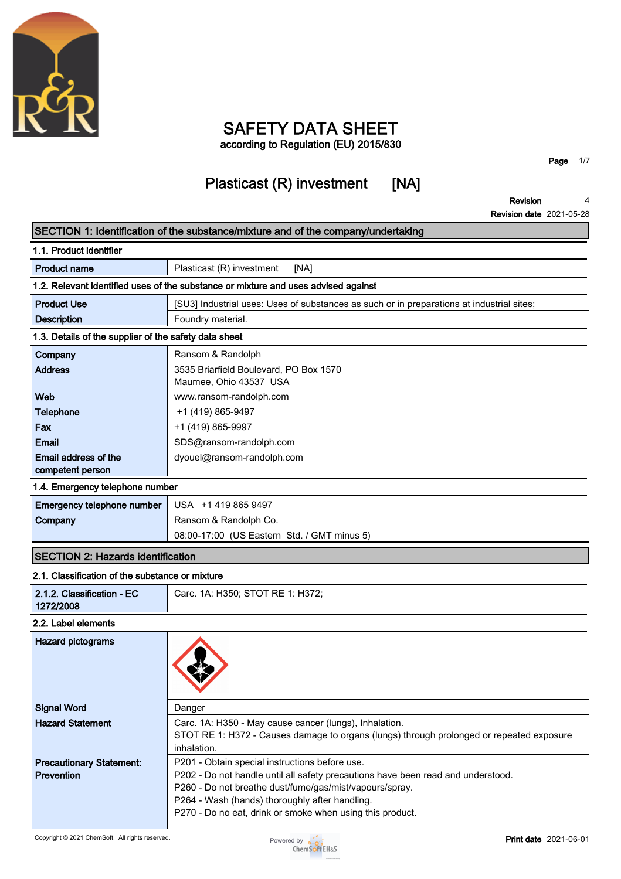# SAFETY DATA SHEET

according to Regulation (EU) 2015/830

## Plasticast (R) investment [NA]

**Revision** 4

**Revision date** 2021-05-28

## SECTION 1: Identification of the substance/mixture and of the company/undertaking

### 1.1. Product identifier

| | |
|---|---|
| **Product name** | Plasticast (R) investment [NA] |

### 1.2. Relevant identified uses of the substance or mixture and uses advised against

| | |
|---|---|
| **Product Use** | [SU3] Industrial uses: Uses of substances as such or in preparations at industrial sites; |
| **Description** | Foundry material. |

### 1.3. Details of the supplier of the safety data sheet

| | |
|---|---|
| **Company** | Ransom & Randolph |
| **Address** | 3535 Briarfield Boulevard, PO Box 1570<br>Maumee, Ohio 43537 USA |
| **Web** | www.ransom-randolph.com |
| **Telephone** | +1 (419) 865-9497 |
| **Fax** | +1 (419) 865-9997 |
| **Email** | SDS@ransom-randolph.com |
| **Email address of the competent person** | dyouel@ransom-randolph.com |

### 1.4. Emergency telephone number

| | |
|---|---|
| **Emergency telephone number** | USA +1 419 865 9497 |
| **Company** | Ransom & Randolph Co. |
| | 08:00-17:00 (US Eastern Std. / GMT minus 5) |

## SECTION 2: Hazards identification

### 2.1. Classification of the substance or mixture

| | |
|---|---|
| **2.1.2. Classification - EC 1272/2008** | Carc. 1A: H350; STOT RE 1: H372; |

### 2.2. Label elements

| | |
|---|---|
| **Hazard pictograms** | |
| **Signal Word** | Danger |
| **Hazard Statement** | Carc. 1A: H350 - May cause cancer (lungs), Inhalation.<br>STOT RE 1: H372 - Causes damage to organs (lungs) through prolonged or repeated exposure inhalation. |
| **Precautionary Statement: Prevention** | P201 - Obtain special instructions before use.<br>P202 - Do not handle until all safety precautions have been read and understood.<br>P260 - Do not breathe dust/fume/gas/mist/vapours/spray.<br>P264 - Wash (hands) thoroughly after handling.<br>P270 - Do no eat, drink or smoke when using this product. |

Copyright © 2021 ChemSoft. All rights reserved.

**Print date** 2021-06-01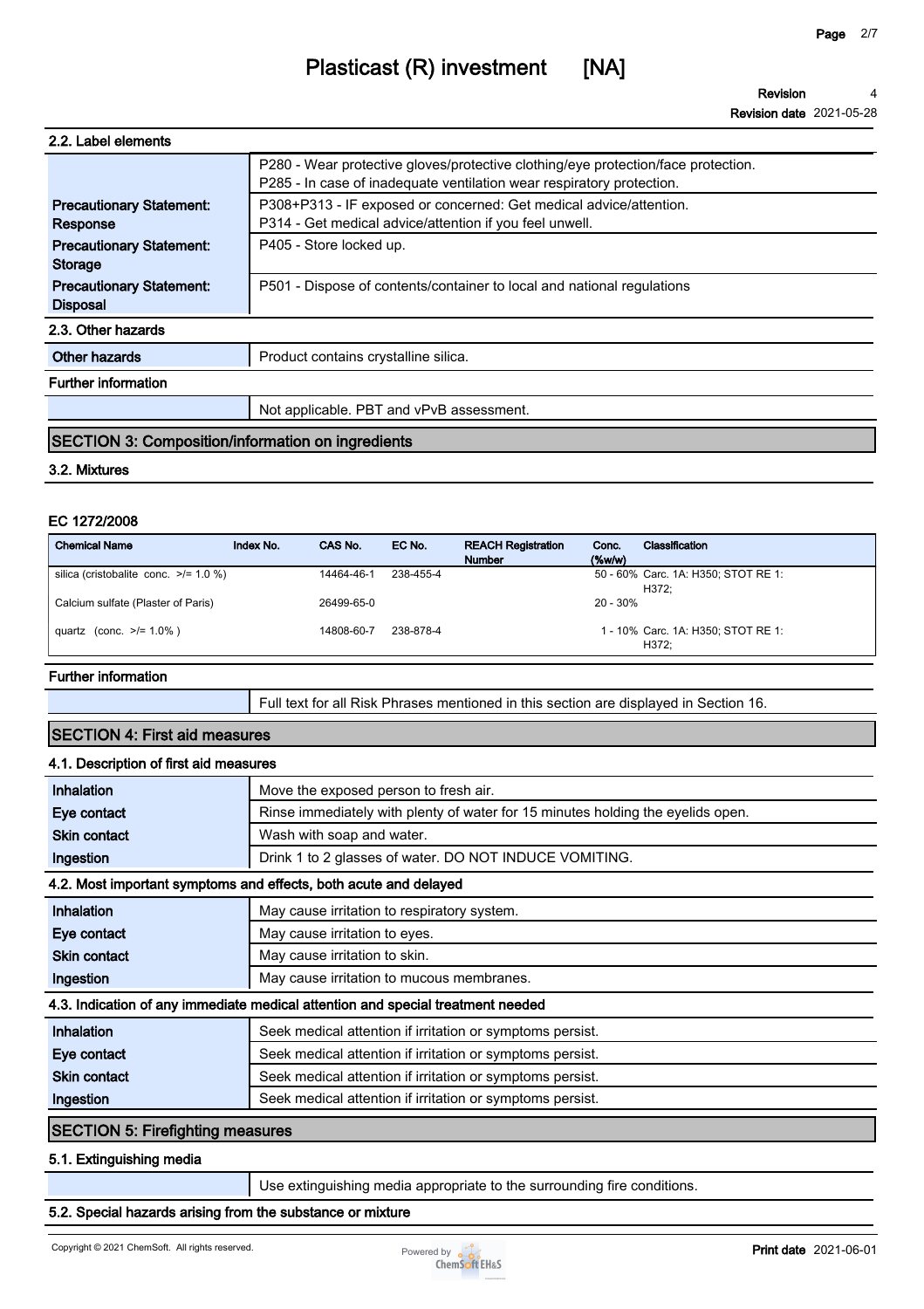### 2.2. Label elements

| | |
|---|---|
| | P280 - Wear protective gloves/protective clothing/eye protection/face protection.<br>P285 - In case of inadequate ventilation wear respiratory protection. |
| **Precautionary Statement: Response** | P308+P313 - IF exposed or concerned: Get medical advice/attention.<br>P314 - Get medical advice/attention if you feel unwell. |
| **Precautionary Statement: Storage** | P405 - Store locked up. |
| **Precautionary Statement: Disposal** | P501 - Dispose of contents/container to local and national regulations |

### 2.3. Other hazards

| | |
|---|---|
| **Other hazards** | Product contains crystalline silica. |

**Further information**

| | |
|---|---|
| | Not applicable. PBT and vPvB assessment. |

## SECTION 3: Composition/information on ingredients

### 3.2. Mixtures

**EC 1272/2008**

| Chemical Name | Index No. | CAS No. | EC No. | REACH Registration Number | Conc. (%w/w) | Classification |
|---|---|---|---|---|---|---|
| silica (cristobalite conc. >/= 1.0 %) | | 14464-46-1 | 238-455-4 | | 50 - 60% | Carc. 1A: H350; STOT RE 1: H372; |
| Calcium sulfate (Plaster of Paris) | | 26499-65-0 | | | 20 - 30% | |
| quartz (conc. >/= 1.0% ) | | 14808-60-7 | 238-878-4 | | 1 - 10% | Carc. 1A: H350; STOT RE 1: H372; |

**Further information**

| | |
|---|---|
| | Full text for all Risk Phrases mentioned in this section are displayed in Section 16. |

## SECTION 4: First aid measures

### 4.1. Description of first aid measures

| | |
|---|---|
| **Inhalation** | Move the exposed person to fresh air. |
| **Eye contact** | Rinse immediately with plenty of water for 15 minutes holding the eyelids open. |
| **Skin contact** | Wash with soap and water. |
| **Ingestion** | Drink 1 to 2 glasses of water. DO NOT INDUCE VOMITING. |

### 4.2. Most important symptoms and effects, both acute and delayed

| | |
|---|---|
| **Inhalation** | May cause irritation to respiratory system. |
| **Eye contact** | May cause irritation to eyes. |
| **Skin contact** | May cause irritation to skin. |
| **Ingestion** | May cause irritation to mucous membranes. |

### 4.3. Indication of any immediate medical attention and special treatment needed

| | |
|---|---|
| **Inhalation** | Seek medical attention if irritation or symptoms persist. |
| **Eye contact** | Seek medical attention if irritation or symptoms persist. |
| **Skin contact** | Seek medical attention if irritation or symptoms persist. |
| **Ingestion** | Seek medical attention if irritation or symptoms persist. |

## SECTION 5: Firefighting measures

### 5.1. Extinguishing media

| | |
|---|---|
| | Use extinguishing media appropriate to the surrounding fire conditions. |

### 5.2. Special hazards arising from the substance or mixture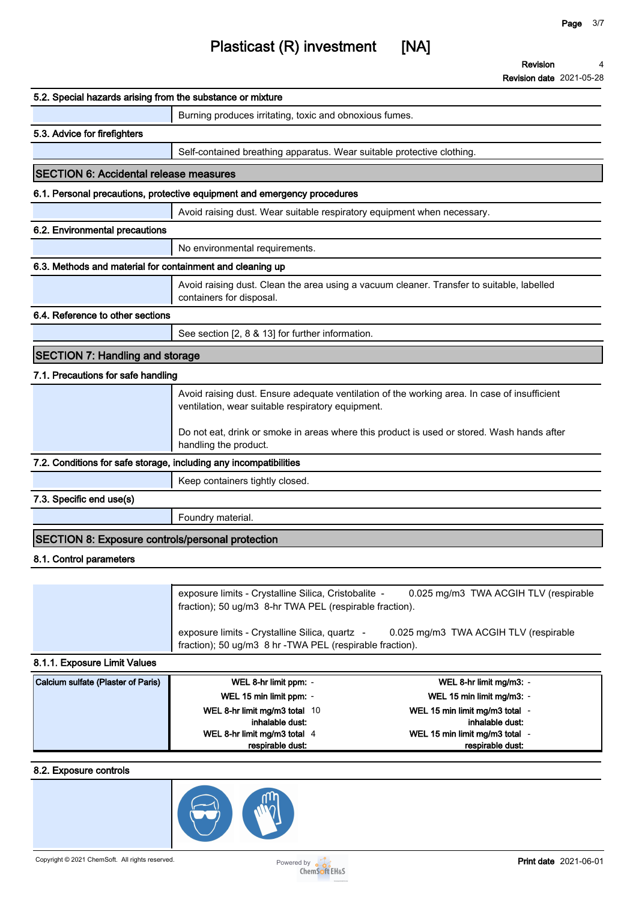### 5.2. Special hazards arising from the substance or mixture

Burning produces irritating, toxic and obnoxious fumes.

### 5.3. Advice for firefighters

Self-contained breathing apparatus. Wear suitable protective clothing.

## SECTION 6: Accidental release measures

### 6.1. Personal precautions, protective equipment and emergency procedures

Avoid raising dust. Wear suitable respiratory equipment when necessary.

### 6.2. Environmental precautions

No environmental requirements.

### 6.3. Methods and material for containment and cleaning up

Avoid raising dust. Clean the area using a vacuum cleaner. Transfer to suitable, labelled containers for disposal.

### 6.4. Reference to other sections

See section [2, 8 & 13] for further information.

## SECTION 7: Handling and storage

### 7.1. Precautions for safe handling

Avoid raising dust. Ensure adequate ventilation of the working area. In case of insufficient ventilation, wear suitable respiratory equipment.

Do not eat, drink or smoke in areas where this product is used or stored. Wash hands after handling the product.

### 7.2. Conditions for safe storage, including any incompatibilities

Keep containers tightly closed.

### 7.3. Specific end use(s)

Foundry material.

## SECTION 8: Exposure controls/personal protection

### 8.1. Control parameters

exposure limits - Crystalline Silica, Cristobalite - 0.025 mg/m3 TWA ACGIH TLV (respirable fraction); 50 ug/m3 8-hr TWA PEL (respirable fraction).

exposure limits - Crystalline Silica, quartz - 0.025 mg/m3 TWA ACGIH TLV (respirable fraction); 50 ug/m3 8 hr -TWA PEL (respirable fraction).

### 8.1.1. Exposure Limit Values

| Calcium sulfate (Plaster of Paris) | | |
|---|---|---|
| | WEL 8-hr limit ppm: - | WEL 8-hr limit mg/m3: - |
| | WEL 15 min limit ppm: - | WEL 15 min limit mg/m3: - |
| | WEL 8-hr limit mg/m3 total inhalable dust: 10 | WEL 15 min limit mg/m3 total inhalable dust: - |
| | WEL 8-hr limit mg/m3 total respirable dust: 4 | WEL 15 min limit mg/m3 total respirable dust: - |

### 8.2. Exposure controls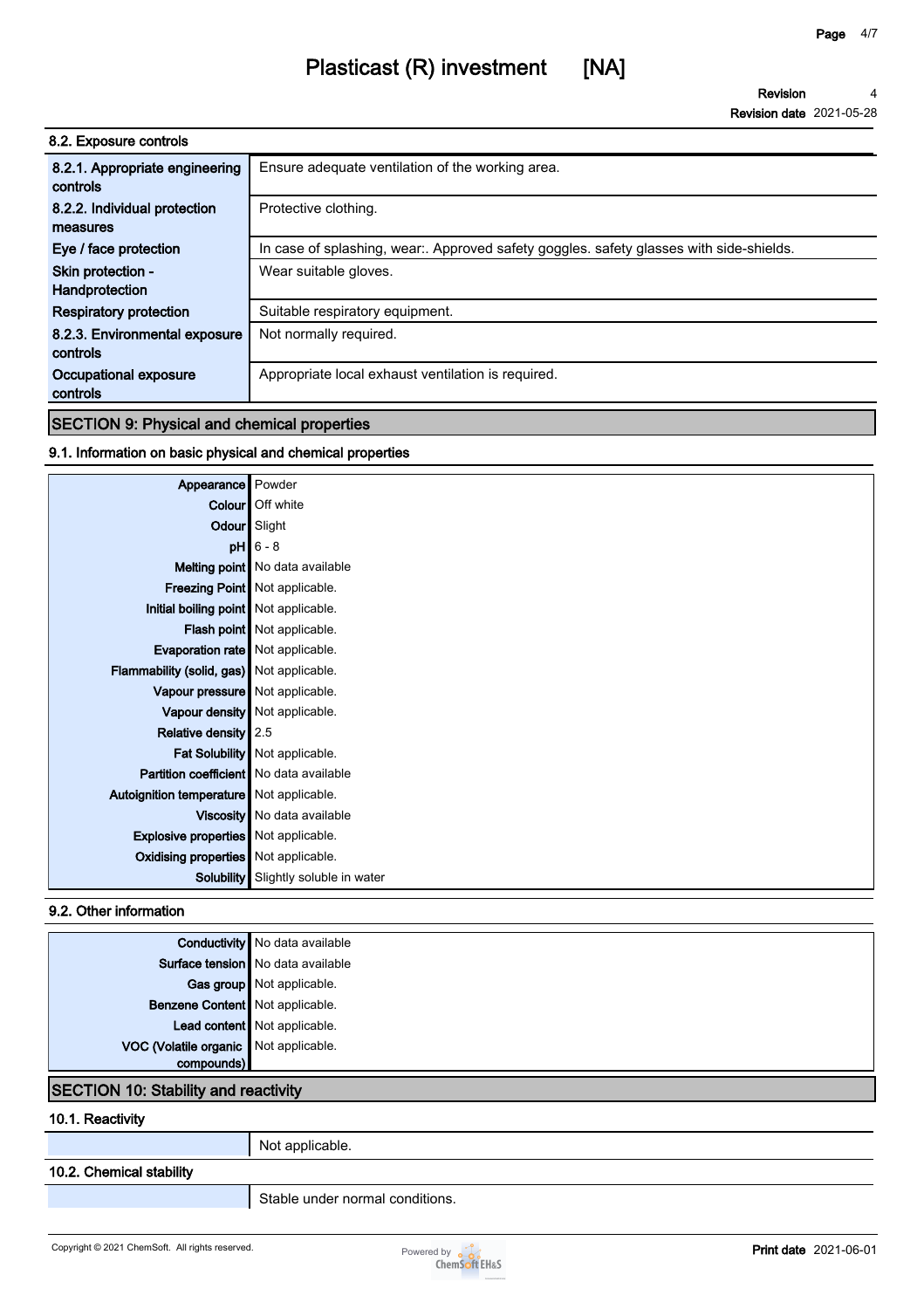### 8.2. Exposure controls

| | |
|---|---|
| **8.2.1. Appropriate engineering controls** | Ensure adequate ventilation of the working area. |
| **8.2.2. Individual protection measures** | Protective clothing. |
| **Eye / face protection** | In case of splashing, wear:. Approved safety goggles. safety glasses with side-shields. |
| **Skin protection - Handprotection** | Wear suitable gloves. |
| **Respiratory protection** | Suitable respiratory equipment. |
| **8.2.3. Environmental exposure controls** | Not normally required. |
| **Occupational exposure controls** | Appropriate local exhaust ventilation is required. |

## SECTION 9: Physical and chemical properties

### 9.1. Information on basic physical and chemical properties

| | |
|---|---|
| **Appearance** | Powder |
| **Colour** | Off white |
| **Odour** | Slight |
| **pH** | 6 - 8 |
| **Melting point** | No data available |
| **Freezing Point** | Not applicable. |
| **Initial boiling point** | Not applicable. |
| **Flash point** | Not applicable. |
| **Evaporation rate** | Not applicable. |
| **Flammability (solid, gas)** | Not applicable. |
| **Vapour pressure** | Not applicable. |
| **Vapour density** | Not applicable. |
| **Relative density** | 2.5 |
| **Fat Solubility** | Not applicable. |
| **Partition coefficient** | No data available |
| **Autoignition temperature** | Not applicable. |
| **Viscosity** | No data available |
| **Explosive properties** | Not applicable. |
| **Oxidising properties** | Not applicable. |
| **Solubility** | Slightly soluble in water |

### 9.2. Other information

| | |
|---|---|
| **Conductivity** | No data available |
| **Surface tension** | No data available |
| **Gas group** | Not applicable. |
| **Benzene Content** | Not applicable. |
| **Lead content** | Not applicable. |
| **VOC (Volatile organic compounds)** | Not applicable. |

## SECTION 10: Stability and reactivity

### 10.1. Reactivity

Not applicable.

### 10.2. Chemical stability

Stable under normal conditions.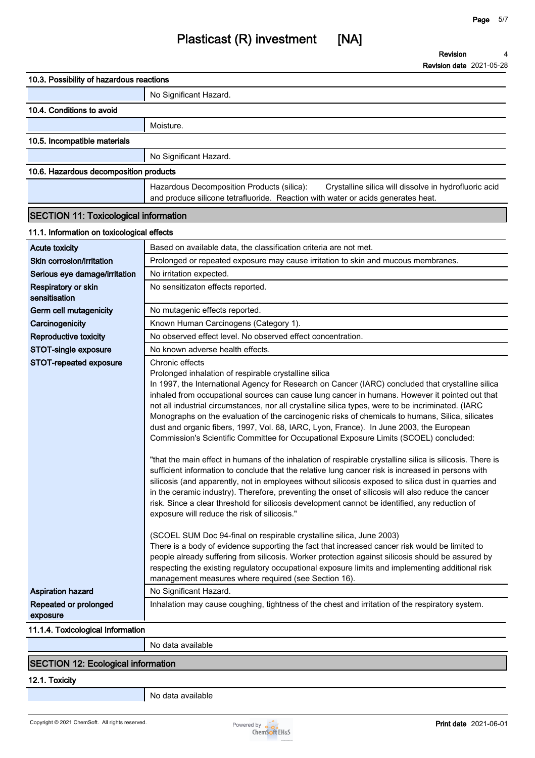### 10.3. Possibility of hazardous reactions

| | |
|---|---|
| | No Significant Hazard. |

### 10.4. Conditions to avoid

| | |
|---|---|
| | Moisture. |

### 10.5. Incompatible materials

| | |
|---|---|
| | No Significant Hazard. |

### 10.6. Hazardous decomposition products

| | |
|---|---|
| | Hazardous Decomposition Products (silica): Crystalline silica will dissolve in hydrofluoric acid and produce silicone tetrafluoride. Reaction with water or acids generates heat. |

## SECTION 11: Toxicological information

### 11.1. Information on toxicological effects

| | |
|---|---|
| **Acute toxicity** | Based on available data, the classification criteria are not met. |
| **Skin corrosion/irritation** | Prolonged or repeated exposure may cause irritation to skin and mucous membranes. |
| **Serious eye damage/irritation** | No irritation expected. |
| **Respiratory or skin sensitisation** | No sensitizaton effects reported. |
| **Germ cell mutagenicity** | No mutagenic effects reported. |
| **Carcinogenicity** | Known Human Carcinogens (Category 1). |
| **Reproductive toxicity** | No observed effect level. No observed effect concentration. |
| **STOT-single exposure** | No known adverse health effects. |
| **STOT-repeated exposure** | Chronic effects<br>Prolonged inhalation of respirable crystalline silica<br>In 1997, the International Agency for Research on Cancer (IARC) concluded that crystalline silica inhaled from occupational sources can cause lung cancer in humans. However it pointed out that not all industrial circumstances, nor all crystalline silica types, were to be incriminated. (IARC Monographs on the evaluation of the carcinogenic risks of chemicals to humans, Silica, silicates dust and organic fibers, 1997, Vol. 68, IARC, Lyon, France). In June 2003, the European Commission's Scientific Committee for Occupational Exposure Limits (SCOEL) concluded:<br><br>"that the main effect in humans of the inhalation of respirable crystalline silica is silicosis. There is sufficient information to conclude that the relative lung cancer risk is increased in persons with silicosis (and apparently, not in employees without silicosis exposed to silica dust in quarries and in the ceramic industry). Therefore, preventing the onset of silicosis will also reduce the cancer risk. Since a clear threshold for silicosis development cannot be identified, any reduction of exposure will reduce the risk of silicosis."<br><br>(SCOEL SUM Doc 94-final on respirable crystalline silica, June 2003)<br>There is a body of evidence supporting the fact that increased cancer risk would be limited to people already suffering from silicosis. Worker protection against silicosis should be assured by respecting the existing regulatory occupational exposure limits and implementing additional risk management measures where required (see Section 16). |
| **Aspiration hazard** | No Significant Hazard. |
| **Repeated or prolonged exposure** | Inhalation may cause coughing, tightness of the chest and irritation of the respiratory system. |

### 11.1.4. Toxicological Information

| | |
|---|---|
| | No data available |

## SECTION 12: Ecological information

### 12.1. Toxicity

| | |
|---|---|
| | No data available |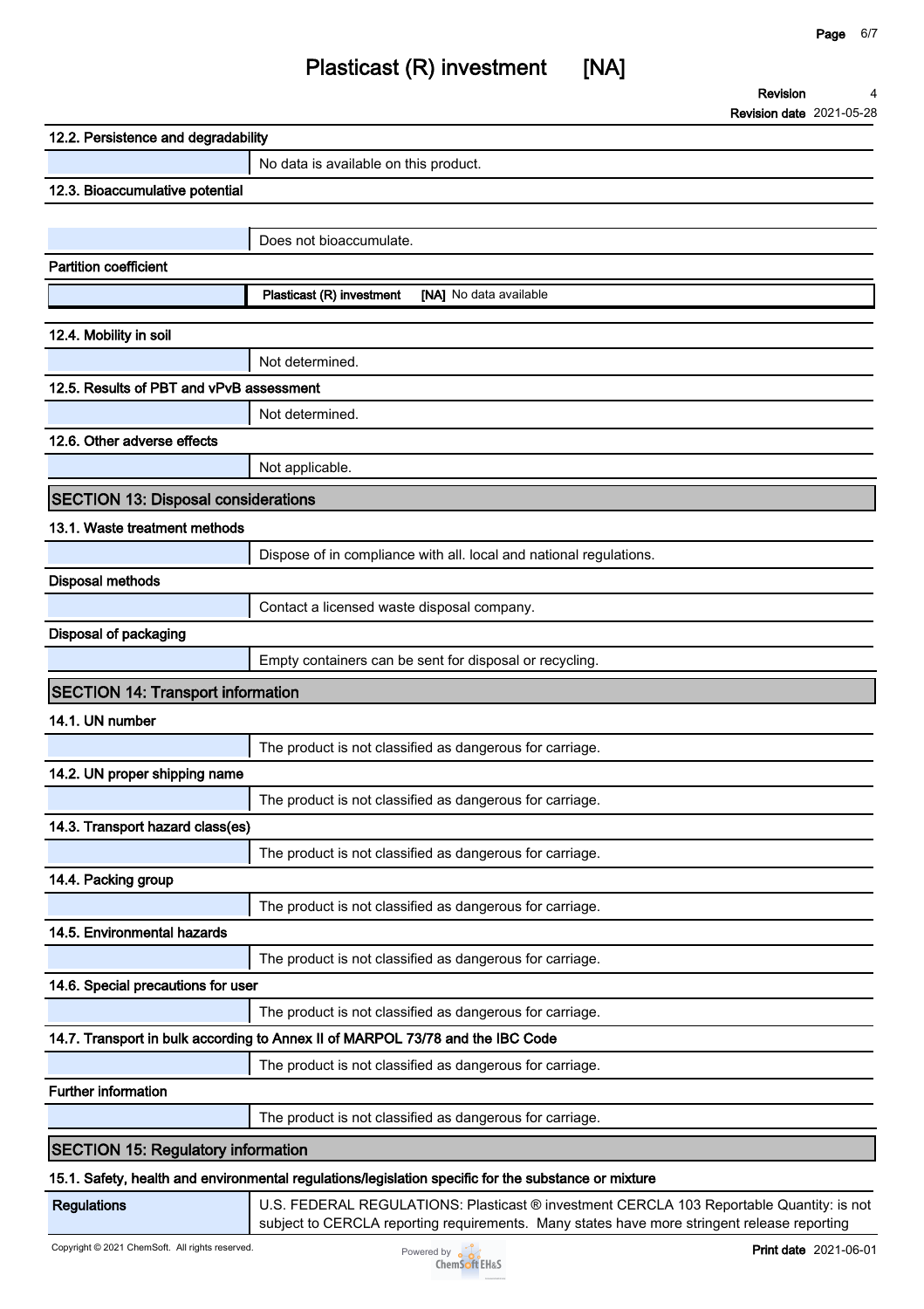#### 12.2. Persistence and degradability

No data is available on this product.

#### 12.3. Bioaccumulative potential

Does not bioaccumulate.

#### Partition coefficient

| | |
|---|---|
| **Plasticast (R) investment [NA]** | No data available |

#### 12.4. Mobility in soil

Not determined.

#### 12.5. Results of PBT and vPvB assessment

Not determined.

#### 12.6. Other adverse effects

Not applicable.

## SECTION 13: Disposal considerations

#### 13.1. Waste treatment methods

Dispose of in compliance with all. local and national regulations.

#### Disposal methods

Contact a licensed waste disposal company.

#### Disposal of packaging

Empty containers can be sent for disposal or recycling.

## SECTION 14: Transport information

#### 14.1. UN number

The product is not classified as dangerous for carriage.

#### 14.2. UN proper shipping name

The product is not classified as dangerous for carriage.

#### 14.3. Transport hazard class(es)

The product is not classified as dangerous for carriage.

#### 14.4. Packing group

The product is not classified as dangerous for carriage.

#### 14.5. Environmental hazards

The product is not classified as dangerous for carriage.

#### 14.6. Special precautions for user

The product is not classified as dangerous for carriage.

#### 14.7. Transport in bulk according to Annex II of MARPOL 73/78 and the IBC Code

The product is not classified as dangerous for carriage.

#### Further information

The product is not classified as dangerous for carriage.

## SECTION 15: Regulatory information

#### 15.1. Safety, health and environmental regulations/legislation specific for the substance or mixture

| | |
|---|---|
| **Regulations** | U.S. FEDERAL REGULATIONS: Plasticast ® investment CERCLA 103 Reportable Quantity: is not subject to CERCLA reporting requirements. Many states have more stringent release reporting |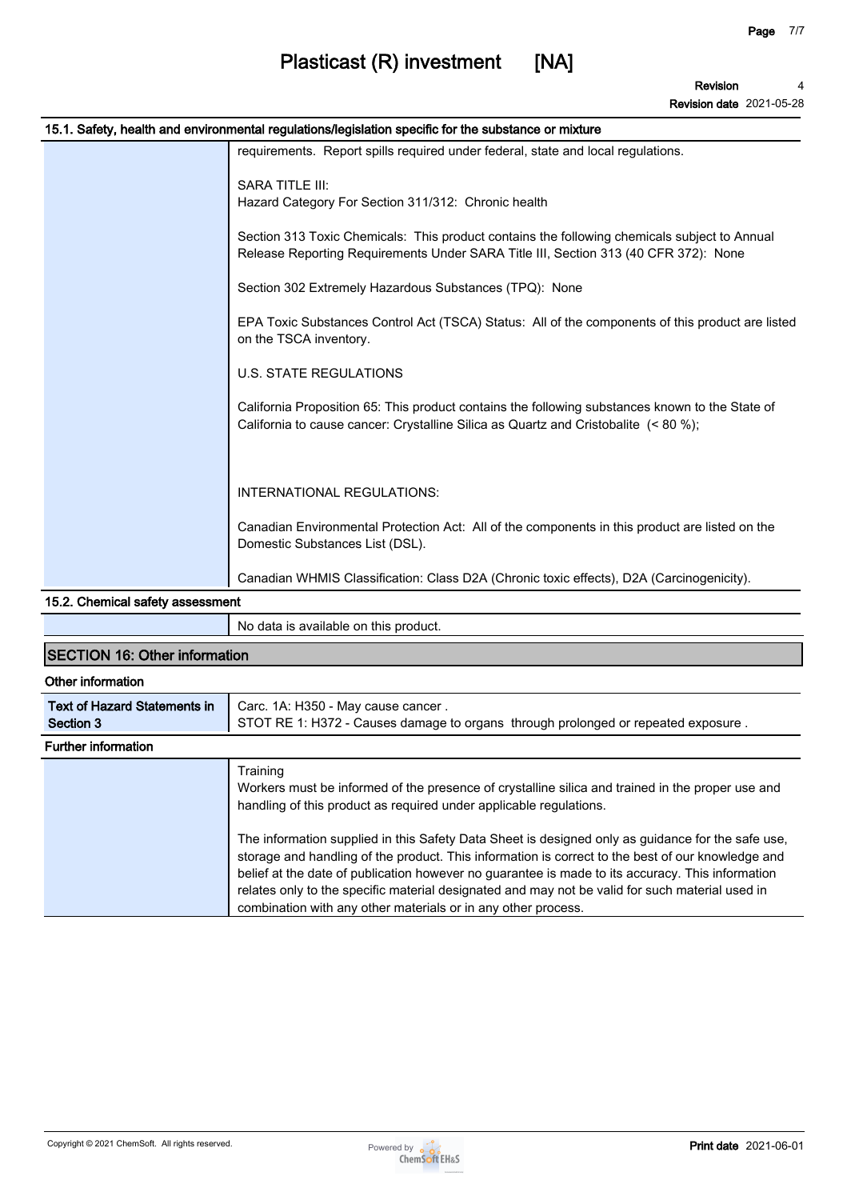### 15.1. Safety, health and environmental regulations/legislation specific for the substance or mixture

| | |
|---|---|
| | requirements. Report spills required under federal, state and local regulations.<br><br>SARA TITLE III:<br>Hazard Category For Section 311/312: Chronic health<br><br>Section 313 Toxic Chemicals: This product contains the following chemicals subject to Annual Release Reporting Requirements Under SARA Title III, Section 313 (40 CFR 372): None<br><br>Section 302 Extremely Hazardous Substances (TPQ): None<br><br>EPA Toxic Substances Control Act (TSCA) Status: All of the components of this product are listed on the TSCA inventory.<br><br>U.S. STATE REGULATIONS<br><br>California Proposition 65: This product contains the following substances known to the State of California to cause cancer: Crystalline Silica as Quartz and Cristobalite (< 80 %);<br><br>INTERNATIONAL REGULATIONS:<br><br>Canadian Environmental Protection Act: All of the components in this product are listed on the Domestic Substances List (DSL).<br><br>Canadian WHMIS Classification: Class D2A (Chronic toxic effects), D2A (Carcinogenicity). |

### 15.2. Chemical safety assessment

| | |
|---|---|
| | No data is available on this product. |

## SECTION 16: Other information

### Other information

| | |
|---|---|
| **Text of Hazard Statements in Section 3** | Carc. 1A: H350 - May cause cancer .<br>STOT RE 1: H372 - Causes damage to organs through prolonged or repeated exposure . |

### Further information

| | |
|---|---|
| | Training<br>Workers must be informed of the presence of crystalline silica and trained in the proper use and handling of this product as required under applicable regulations.<br><br>The information supplied in this Safety Data Sheet is designed only as guidance for the safe use, storage and handling of the product. This information is correct to the best of our knowledge and belief at the date of publication however no guarantee is made to its accuracy. This information relates only to the specific material designated and may not be valid for such material used in combination with any other materials or in any other process. |